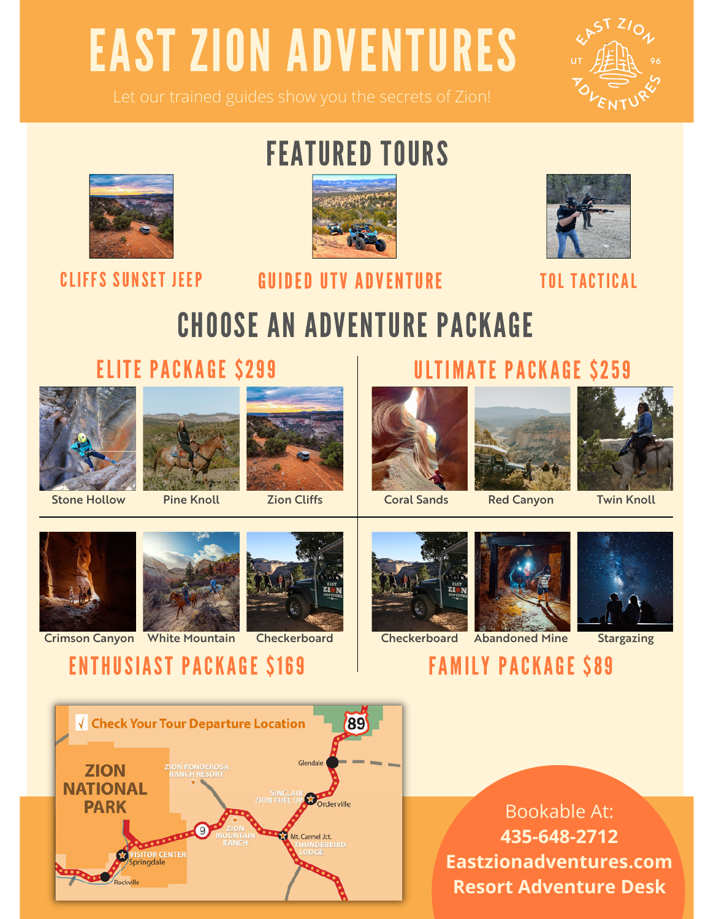# EAST ZION ADVENTURES

Let our trained guides show you the secrets of Zion!

## FEATURED TOURS

- CLIFFS SUNSET JEEP
- GUIDED UTV ADVENTURE
- TOL TACTICAL

## CHOOSE AN ADVENTURE PACKAGE

### ELITE PACKAGE $299

- Stone Hollow
- Pine Knoll
- Zion Cliffs

### ULTIMATE PACKAGE $259

- Coral Sands
- Red Canyon
- Twin Knoll

### ENTHUSIAST PACKAGE $169

- Crimson Canyon
- White Mountain
- Checkerboard

### FAMILY PACKAGE $89

- Checkerboard
- Abandoned Mine
- Stargazing

√ Check Your Tour Departure Location

ZION NATIONAL PARK — Zion Ponderosa Ranch Resort — Glendale — Sinclair Zion Fuel Up — Orderville — Zion Mountain Ranch — Mt. Carmel Jct. Thunderbird Lodge — Visitor Center Springdale — Rockville — 9 — 89

Bookable At:
**435-648-2712**
**Eastzionadventures.com**
**Resort Adventure Desk**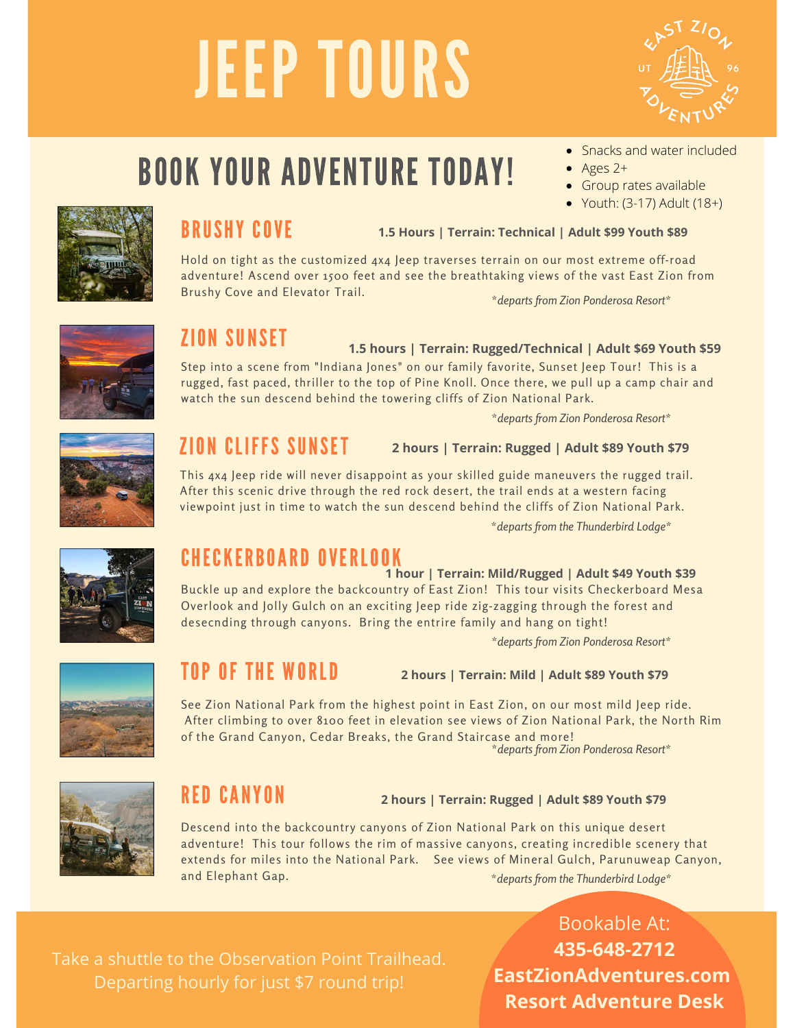# JEEP TOURS

EAST ZION ADVENTURES UT 96

## BOOK YOUR ADVENTURE TODAY!

- Snacks and water included
- Ages 2+
- Group rates available
- Youth: (3-17) Adult (18+)

### BRUSHY COVE

**1.5 Hours | Terrain: Technical | Adult $99 Youth $89**

Hold on tight as the customized 4x4 Jeep traverses terrain on our most extreme off-road adventure! Ascend over 1500 feet and see the breathtaking views of the vast East Zion from Brushy Cove and Elevator Trail.

*\*departs from Zion Ponderosa Resort\**

### ZION SUNSET

**1.5 hours | Terrain: Rugged/Technical | Adult $69 Youth $59**

Step into a scene from "Indiana Jones" on our family favorite, Sunset Jeep Tour! This is a rugged, fast paced, thriller to the top of Pine Knoll. Once there, we pull up a camp chair and watch the sun descend behind the towering cliffs of Zion National Park.

*\*departs from Zion Ponderosa Resort\**

### ZION CLIFFS SUNSET

**2 hours | Terrain: Rugged | Adult $89 Youth $79**

This 4x4 Jeep ride will never disappoint as your skilled guide maneuvers the rugged trail. After this scenic drive through the red rock desert, the trail ends at a western facing viewpoint just in time to watch the sun descend behind the cliffs of Zion National Park.

*\*departs from the Thunderbird Lodge\**

### CHECKERBOARD OVERLOOK

**1 hour | Terrain: Mild/Rugged | Adult $49 Youth $39**

Buckle up and explore the backcountry of East Zion! This tour visits Checkerboard Mesa Overlook and Jolly Gulch on an exciting Jeep ride zig-zagging through the forest and desecnding through canyons. Bring the entire family and hang on tight!

*\*departs from Zion Ponderosa Resort\**

### TOP OF THE WORLD

**2 hours | Terrain: Mild | Adult $89 Youth $79**

See Zion National Park from the highest point in East Zion, on our most mild Jeep ride. After climbing to over 8100 feet in elevation see views of Zion National Park, the North Rim of the Grand Canyon, Cedar Breaks, the Grand Staircase and more!

*\*departs from Zion Ponderosa Resort\**

### RED CANYON

**2 hours | Terrain: Rugged | Adult $89 Youth $79**

Descend into the backcountry canyons of Zion National Park on this unique desert adventure! This tour follows the rim of massive canyons, creating incredible scenery that extends for miles into the National Park. See views of Mineral Gulch, Parunuweap Canyon, and Elephant Gap.

*\*departs from the Thunderbird Lodge\**

Take a shuttle to the Observation Point Trailhead. Departing hourly for just $7 round trip!

Bookable At:
**435-648-2712**
**EastZionAdventures.com**
**Resort Adventure Desk**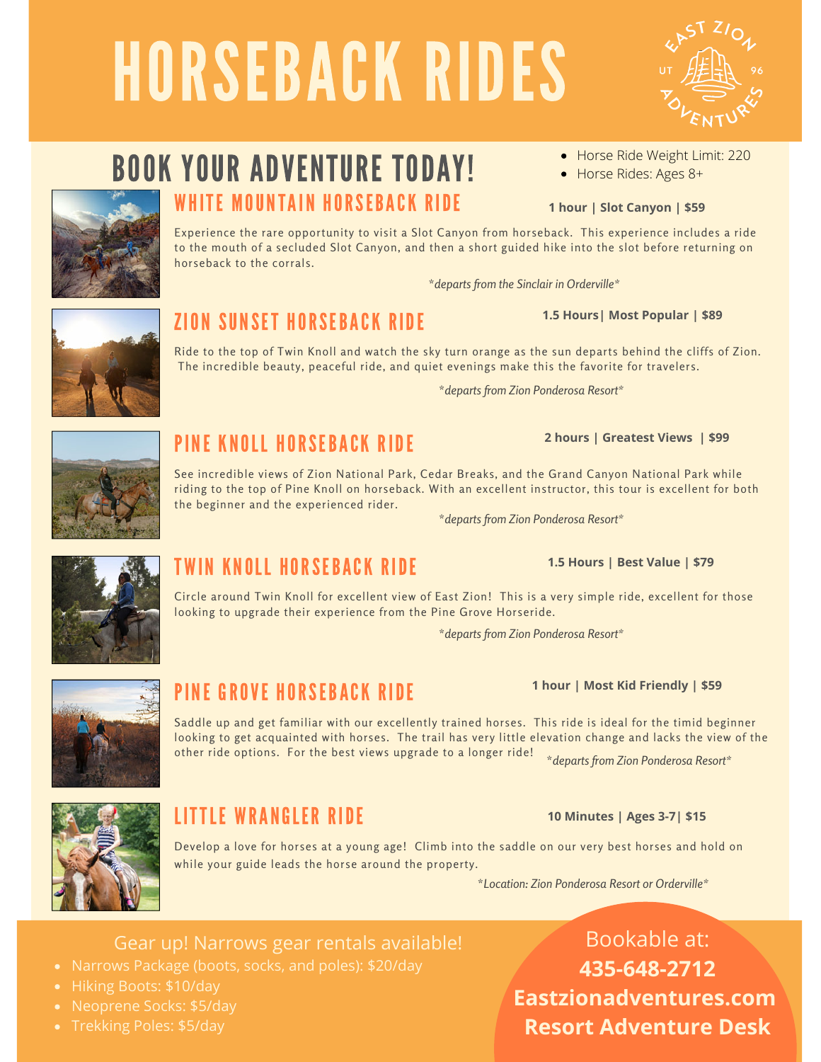# HORSEBACK RIDES

EAST ZION ADVENTURES UT 96

## BOOK YOUR ADVENTURE TODAY!

- Horse Ride Weight Limit: 220
- Horse Rides: Ages 8+

### WHITE MOUNTAIN HORSEBACK RIDE

**1 hour | Slot Canyon | $59**

Experience the rare opportunity to visit a Slot Canyon from horseback. This experience includes a ride to the mouth of a secluded Slot Canyon, and then a short guided hike into the slot before returning on horseback to the corrals.

*\*departs from the Sinclair in Orderville\**

### ZION SUNSET HORSEBACK RIDE

**1.5 Hours| Most Popular | $89**

Ride to the top of Twin Knoll and watch the sky turn orange as the sun departs behind the cliffs of Zion. The incredible beauty, peaceful ride, and quiet evenings make this the favorite for travelers.

*\*departs from Zion Ponderosa Resort\**

### PINE KNOLL HORSEBACK RIDE

**2 hours | Greatest Views | $99**

See incredible views of Zion National Park, Cedar Breaks, and the Grand Canyon National Park while riding to the top of Pine Knoll on horseback. With an excellent instructor, this tour is excellent for both the beginner and the experienced rider.

*\*departs from Zion Ponderosa Resort\**

### TWIN KNOLL HORSEBACK RIDE

**1.5 Hours | Best Value | $79**

Circle around Twin Knoll for excellent view of East Zion! This is a very simple ride, excellent for those looking to upgrade their experience from the Pine Grove Horseride.

*\*departs from Zion Ponderosa Resort\**

### PINE GROVE HORSEBACK RIDE

**1 hour | Most Kid Friendly | $59**

Saddle up and get familiar with our excellently trained horses. This ride is ideal for the timid beginner looking to get acquainted with horses. The trail has very little elevation change and lacks the view of the other ride options. For the best views upgrade to a longer ride!

*\*departs from Zion Ponderosa Resort\**

### LITTLE WRANGLER RIDE

**10 Minutes | Ages 3-7| $15**

Develop a love for horses at a young age! Climb into the saddle on our very best horses and hold on while your guide leads the horse around the property.

*\*Location: Zion Ponderosa Resort or Orderville\**

Gear up! Narrows gear rentals available!

- Narrows Package (boots, socks, and poles): $20/day
- Hiking Boots: $10/day
- Neoprene Socks: $5/day
- Trekking Poles: $5/day

Bookable at:
**435-648-2712**
**Eastzionadventures.com**
**Resort Adventure Desk**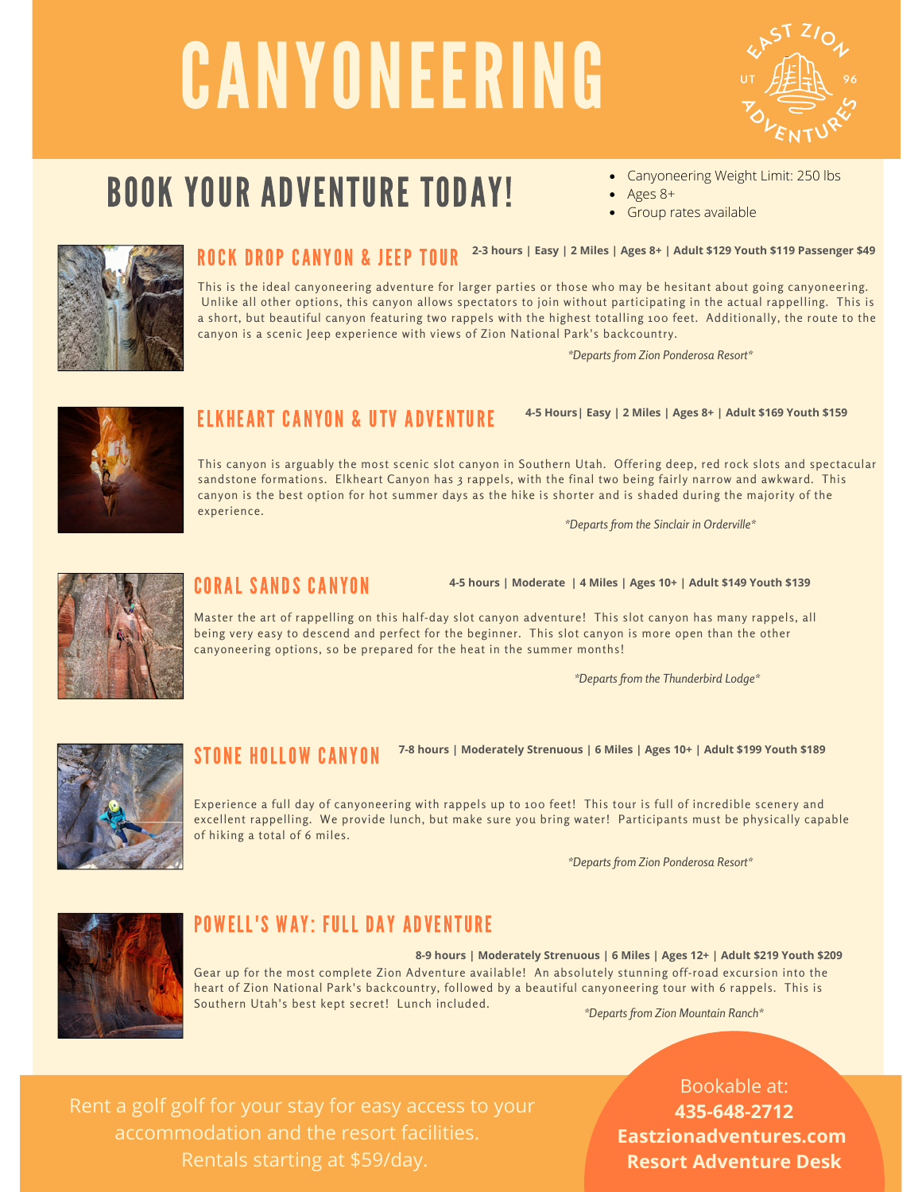# CANYONEERING

EAST ZION UT 96 ADVENTURES

## BOOK YOUR ADVENTURE TODAY!

- Canyoneering Weight Limit: 250 lbs
- Ages 8+
- Group rates available

### ROCK DROP CANYON & JEEP TOUR

**2-3 hours | Easy | 2 Miles | Ages 8+ | Adult $129 Youth $119 Passenger $49**

This is the ideal canyoneering adventure for larger parties or those who may be hesitant about going canyoneering. Unlike all other options, this canyon allows spectators to join without participating in the actual rappelling. This is a short, but beautiful canyon featuring two rappels with the highest totalling 100 feet. Additionally, the route to the canyon is a scenic Jeep experience with views of Zion National Park's backcountry.

*\*Departs from Zion Ponderosa Resort\**

### ELKHEART CANYON & UTV ADVENTURE

**4-5 Hours| Easy | 2 Miles | Ages 8+ | Adult $169 Youth $159**

This canyon is arguably the most scenic slot canyon in Southern Utah. Offering deep, red rock slots and spectacular sandstone formations. Elkheart Canyon has 3 rappels, with the final two being fairly narrow and awkward. This canyon is the best option for hot summer days as the hike is shorter and is shaded during the majority of the experience.

*\*Departs from the Sinclair in Orderville\**

### CORAL SANDS CANYON

**4-5 hours | Moderate | 4 Miles | Ages 10+ | Adult $149 Youth $139**

Master the art of rappelling on this half-day slot canyon adventure! This slot canyon has many rappels, all being very easy to descend and perfect for the beginner. This slot canyon is more open than the other canyoneering options, so be prepared for the heat in the summer months!

*\*Departs from the Thunderbird Lodge\**

### STONE HOLLOW CANYON

**7-8 hours | Moderately Strenuous | 6 Miles | Ages 10+ | Adult $199 Youth $189**

Experience a full day of canyoneering with rappels up to 100 feet! This tour is full of incredible scenery and excellent rappelling. We provide lunch, but make sure you bring water! Participants must be physically capable of hiking a total of 6 miles.

*\*Departs from Zion Ponderosa Resort\**

### POWELL'S WAY: FULL DAY ADVENTURE

**8-9 hours | Moderately Strenuous | 6 Miles | Ages 12+ | Adult $219 Youth $209**

Gear up for the most complete Zion Adventure available! An absolutely stunning off-road excursion into the heart of Zion National Park's backcountry, followed by a beautiful canyoneering tour with 6 rappels. This is Southern Utah's best kept secret! Lunch included.

*\*Departs from Zion Mountain Ranch\**

Rent a golf golf for your stay for easy access to your accommodation and the resort facilities. Rentals starting at $59/day.

Bookable at:
**435-648-2712**
**Eastzionadventures.com**
**Resort Adventure Desk**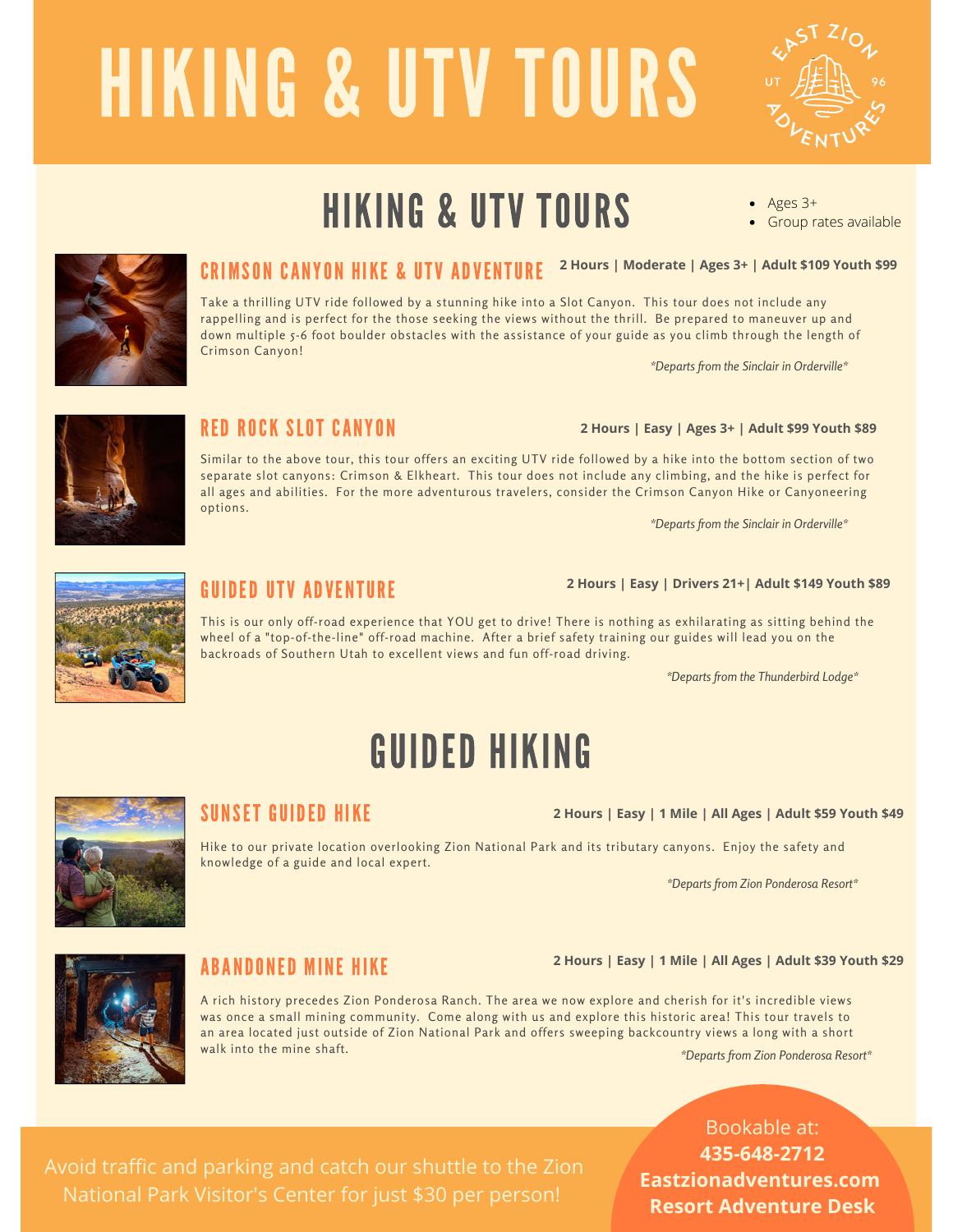# HIKING & UTV TOURS

East Zion Adventures UT 96

## HIKING & UTV TOURS

- Ages 3+
- Group rates available

### CRIMSON CANYON HIKE & UTV ADVENTURE

**2 Hours | Moderate | Ages 3+ | Adult $109 Youth $99**

Take a thrilling UTV ride followed by a stunning hike into a Slot Canyon. This tour does not include any rappelling and is perfect for the those seeking the views without the thrill. Be prepared to maneuver up and down multiple 5-6 foot boulder obstacles with the assistance of your guide as you climb through the length of Crimson Canyon!

*\*Departs from the Sinclair in Orderville\**

### RED ROCK SLOT CANYON

**2 Hours | Easy | Ages 3+ | Adult $99 Youth $89**

Similar to the above tour, this tour offers an exciting UTV ride followed by a hike into the bottom section of two separate slot canyons: Crimson & Elkheart. This tour does not include any climbing, and the hike is perfect for all ages and abilities. For the more adventurous travelers, consider the Crimson Canyon Hike or Canyoneering options.

*\*Departs from the Sinclair in Orderville\**

### GUIDED UTV ADVENTURE

**2 Hours | Easy | Drivers 21+| Adult $149 Youth $89**

This is our only off-road experience that YOU get to drive! There is nothing as exhilarating as sitting behind the wheel of a "top-of-the-line" off-road machine. After a brief safety training our guides will lead you on the backroads of Southern Utah to excellent views and fun off-road driving.

*\*Departs from the Thunderbird Lodge\**

## GUIDED HIKING

### SUNSET GUIDED HIKE

**2 Hours | Easy | 1 Mile | All Ages | Adult $59 Youth $49**

Hike to our private location overlooking Zion National Park and its tributary canyons. Enjoy the safety and knowledge of a guide and local expert.

*\*Departs from Zion Ponderosa Resort\**

### ABANDONED MINE HIKE

**2 Hours | Easy | 1 Mile | All Ages | Adult $39 Youth $29**

A rich history precedes Zion Ponderosa Ranch. The area we now explore and cherish for it's incredible views was once a small mining community. Come along with us and explore this historic area! This tour travels to an area located just outside of Zion National Park and offers sweeping backcountry views a long with a short walk into the mine shaft.

*\*Departs from Zion Ponderosa Resort\**

Avoid traffic and parking and catch our shuttle to the Zion National Park Visitor's Center for just $30 per person!

Bookable at:
**435-648-2712**
**Eastzionadventures.com**
**Resort Adventure Desk**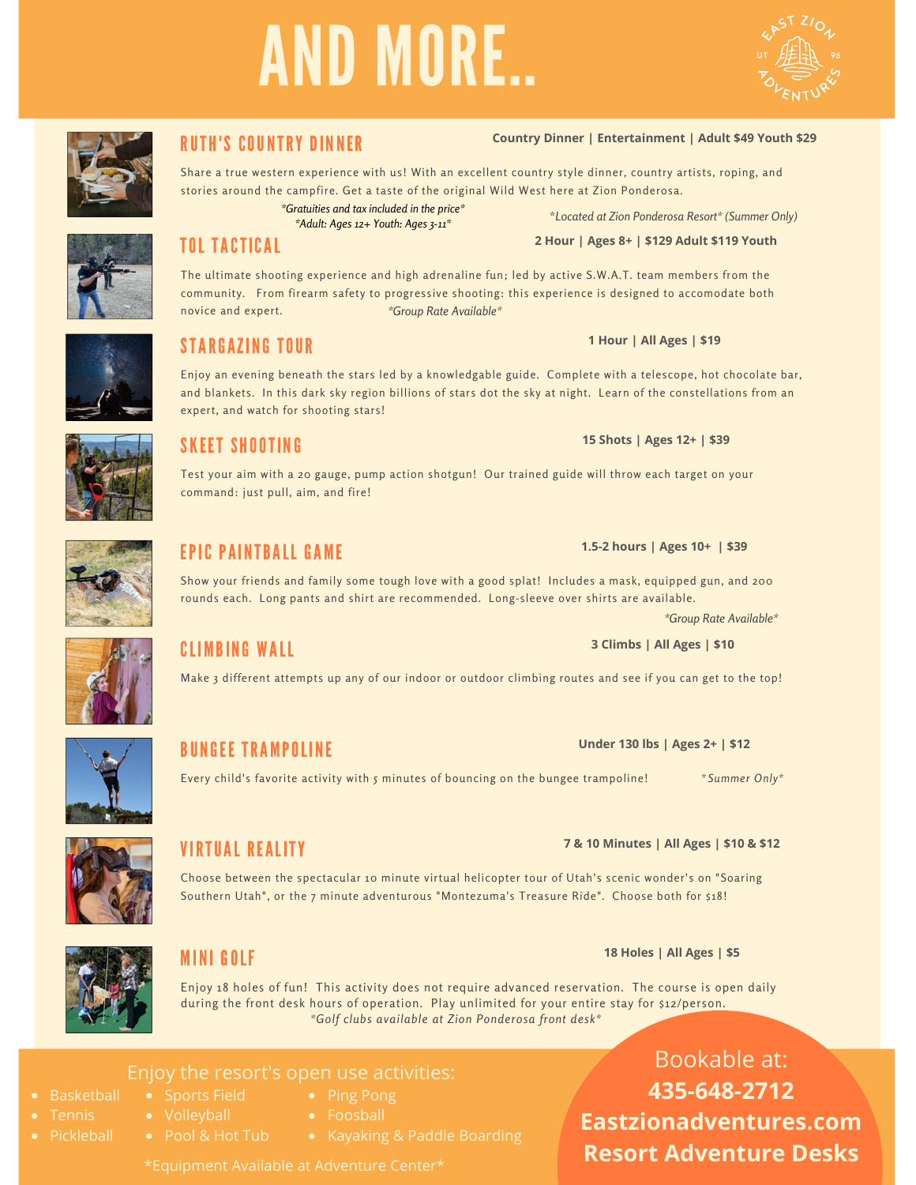# AND MORE..

EAST ZION UT 96 ADVENTURES

## RUTH'S COUNTRY DINNER

**Country Dinner | Entertainment | Adult $49 Youth $29**

Share a true western experience with us! With an excellent country style dinner, country artists, roping, and stories around the campfire. Get a taste of the original Wild West here at Zion Ponderosa.

*Gratuities and tax included in the price*
*Adult: Ages 12+ Youth: Ages 3-11*

*Located at Zion Ponderosa Resort* (Summer Only)

## TOL TACTICAL

**2 Hour | Ages 8+ | $129 Adult $119 Youth**

The ultimate shooting experience and high adrenaline fun; led by active S.W.A.T. team members from the community. From firearm safety to progressive shooting: this experience is designed to accomodate both novice and expert. *Group Rate Available*

## STARGAZING TOUR

**1 Hour | All Ages | $19**

Enjoy an evening beneath the stars led by a knowledgable guide. Complete with a telescope, hot chocolate bar, and blankets. In this dark sky region billions of stars dot the sky at night. Learn of the constellations from an expert, and watch for shooting stars!

## SKEET SHOOTING

**15 Shots | Ages 12+ | $39**

Test your aim with a 20 gauge, pump action shotgun! Our trained guide will throw each target on your command: just pull, aim, and fire!

## EPIC PAINTBALL GAME

**1.5-2 hours | Ages 10+ | $39**

Show your friends and family some tough love with a good splat! Includes a mask, equipped gun, and 200 rounds each. Long pants and shirt are recommended. Long-sleeve over shirts are available.

*Group Rate Available*

## CLIMBING WALL

**3 Climbs | All Ages | $10**

Make 3 different attempts up any of our indoor or outdoor climbing routes and see if you can get to the top!

## BUNGEE TRAMPOLINE

**Under 130 lbs | Ages 2+ | $12**

Every child's favorite activity with 5 minutes of bouncing on the bungee trampoline! *Summer Only*

## VIRTUAL REALITY

**7 & 10 Minutes | All Ages | $10 & $12**

Choose between the spectacular 10 minute virtual helicopter tour of Utah's scenic wonder's on "Soaring Southern Utah", or the 7 minute adventurous "Montezuma's Treasure Ride". Choose both for $18!

## MINI GOLF

**18 Holes | All Ages | $5**

Enjoy 18 holes of fun! This activity does not require advanced reservation. The course is open daily during the front desk hours of operation. Play unlimited for your entire stay for $12/person.
*Golf clubs available at Zion Ponderosa front desk*

### Enjoy the resort's open use activities:

- Basketball
- Tennis
- Pickleball
- Sports Field
- Volleyball
- Pool & Hot Tub
- Ping Pong
- Foosball
- Kayaking & Paddle Boarding

*Equipment Available at Adventure Center*

Bookable at:
**435-648-2712**
**Eastzionadventures.com**
**Resort Adventure Desks**